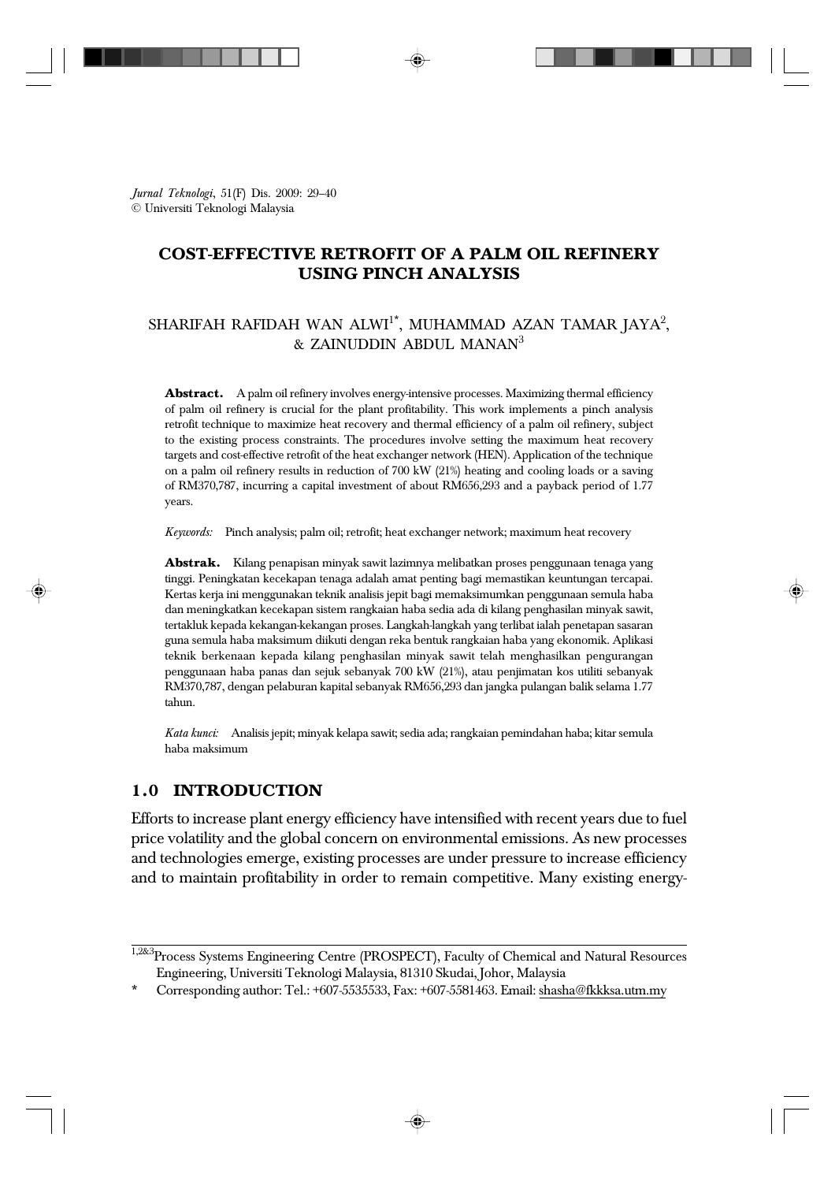*Jurnal Teknologi*, 51(F) Dis. 2009: 29–40
© Universiti Teknologi Malaysia

# COST-EFFECTIVE RETROFIT OF A PALM OIL REFINERY USING PINCH ANALYSIS

SHARIFAH RAFIDAH WAN ALWI[1*], MUHAMMAD AZAN TAMAR JAYA[2], & ZAINUDDIN ABDUL MANAN[3]

**Abstract.** A palm oil refinery involves energy-intensive processes. Maximizing thermal efficiency of palm oil refinery is crucial for the plant profitability. This work implements a pinch analysis retrofit technique to maximize heat recovery and thermal efficiency of a palm oil refinery, subject to the existing process constraints. The procedures involve setting the maximum heat recovery targets and cost-effective retrofit of the heat exchanger network (HEN). Application of the technique on a palm oil refinery results in reduction of 700 kW (21%) heating and cooling loads or a saving of RM370,787, incurring a capital investment of about RM656,293 and a payback period of 1.77 years.

*Keywords:* Pinch analysis; palm oil; retrofit; heat exchanger network; maximum heat recovery

**Abstrak.** Kilang penapisan minyak sawit lazimnya melibatkan proses penggunaan tenaga yang tinggi. Peningkatan kecekapan tenaga adalah amat penting bagi memastikan keuntungan tercapai. Kertas kerja ini menggunakan teknik analisis jepit bagi memaksimumkan penggunaan semula haba dan meningkatkan kecekapan sistem rangkaian haba sedia ada di kilang penghasilan minyak sawit, tertakluk kepada kekangan-kekangan proses. Langkah-langkah yang terlibat ialah penetapan sasaran guna semula haba maksimum diikuti dengan reka bentuk rangkaian haba yang ekonomik. Aplikasi teknik berkenaan kepada kilang penghasilan minyak sawit telah menghasilkan pengurangan penggunaan haba panas dan sejuk sebanyak 700 kW (21%), atau penjimatan kos utiliti sebanyak RM370,787, dengan pelaburan kapital sebanyak RM656,293 dan jangka pulangan balik selama 1.77 tahun.

*Kata kunci:* Analisis jepit; minyak kelapa sawit; sedia ada; rangkaian pemindahan haba; kitar semula haba maksimum

## 1.0 INTRODUCTION

Efforts to increase plant energy efficiency have intensified with recent years due to fuel price volatility and the global concern on environmental emissions. As new processes and technologies emerge, existing processes are under pressure to increase efficiency and to maintain profitability in order to remain competitive. Many existing energy-

---

[1,2&3] Process Systems Engineering Centre (PROSPECT), Faculty of Chemical and Natural Resources Engineering, Universiti Teknologi Malaysia, 81310 Skudai, Johor, Malaysia

\* Corresponding author: Tel.: +607-5535533, Fax: +607-5581463. Email: shasha@fkkksa.utm.my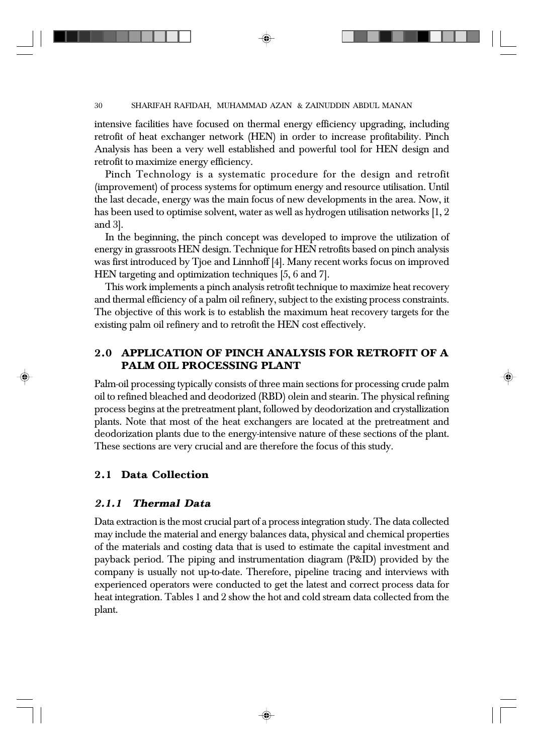intensive facilities have focused on thermal energy efficiency upgrading, including retrofit of heat exchanger network (HEN) in order to increase profitability. Pinch Analysis has been a very well established and powerful tool for HEN design and retrofit to maximize energy efficiency.

Pinch Technology is a systematic procedure for the design and retrofit (improvement) of process systems for optimum energy and resource utilisation. Until the last decade, energy was the main focus of new developments in the area. Now, it has been used to optimise solvent, water as well as hydrogen utilisation networks [1, 2 and 3].

In the beginning, the pinch concept was developed to improve the utilization of energy in grassroots HEN design. Technique for HEN retrofits based on pinch analysis was first introduced by Tjoe and Linnhoff [4]. Many recent works focus on improved HEN targeting and optimization techniques [5, 6 and 7].

This work implements a pinch analysis retrofit technique to maximize heat recovery and thermal efficiency of a palm oil refinery, subject to the existing process constraints. The objective of this work is to establish the maximum heat recovery targets for the existing palm oil refinery and to retrofit the HEN cost effectively.

## 2.0 APPLICATION OF PINCH ANALYSIS FOR RETROFIT OF A PALM OIL PROCESSING PLANT

Palm-oil processing typically consists of three main sections for processing crude palm oil to refined bleached and deodorized (RBD) olein and stearin. The physical refining process begins at the pretreatment plant, followed by deodorization and crystallization plants. Note that most of the heat exchangers are located at the pretreatment and deodorization plants due to the energy-intensive nature of these sections of the plant. These sections are very crucial and are therefore the focus of this study.

### 2.1 Data Collection

#### *2.1.1 Thermal Data*

Data extraction is the most crucial part of a process integration study. The data collected may include the material and energy balances data, physical and chemical properties of the materials and costing data that is used to estimate the capital investment and payback period. The piping and instrumentation diagram (P&ID) provided by the company is usually not up-to-date. Therefore, pipeline tracing and interviews with experienced operators were conducted to get the latest and correct process data for heat integration. Tables 1 and 2 show the hot and cold stream data collected from the plant.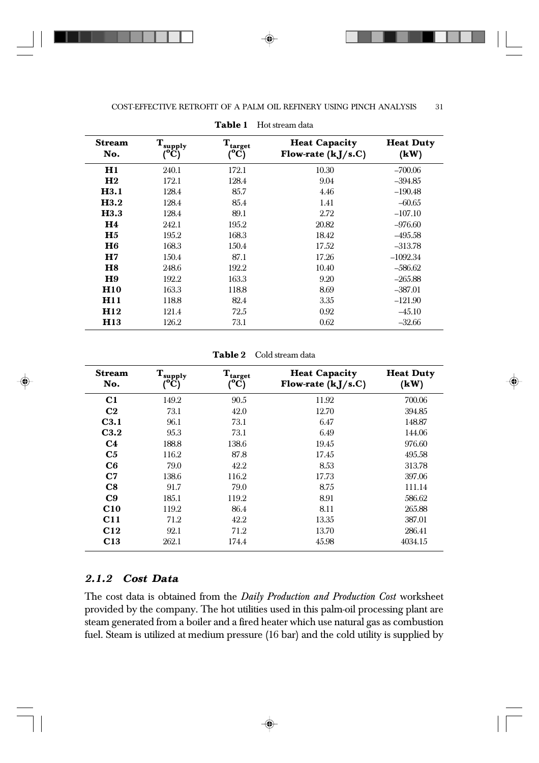**Table 1** Hot stream data

| Stream No. | $T_{supply}$ (°C) | $T_{target}$ (°C) | Heat Capacity Flow-rate (kJ/s.C) | Heat Duty (kW) |
|---|---|---|---|---|
| **H1** | 240.1 | 172.1 | 10.30 | –700.06 |
| **H2** | 172.1 | 128.4 | 9.04 | –394.85 |
| **H3.1** | 128.4 | 85.7 | 4.46 | –190.48 |
| **H3.2** | 128.4 | 85.4 | 1.41 | –60.65 |
| **H3.3** | 128.4 | 89.1 | 2.72 | –107.10 |
| **H4** | 242.1 | 195.2 | 20.82 | –976.60 |
| **H5** | 195.2 | 168.3 | 18.42 | –495.58 |
| **H6** | 168.3 | 150.4 | 17.52 | –313.78 |
| **H7** | 150.4 | 87.1 | 17.26 | –1092.34 |
| **H8** | 248.6 | 192.2 | 10.40 | –586.62 |
| **H9** | 192.2 | 163.3 | 9.20 | –265.88 |
| **H10** | 163.3 | 118.8 | 8.69 | –387.01 |
| **H11** | 118.8 | 82.4 | 3.35 | –121.90 |
| **H12** | 121.4 | 72.5 | 0.92 | –45.10 |
| **H13** | 126.2 | 73.1 | 0.62 | –32.66 |

**Table 2** Cold stream data

| Stream No. | $T_{supply}$ (°C) | $T_{target}$ (°C) | Heat Capacity Flow-rate (kJ/s.C) | Heat Duty (kW) |
|---|---|---|---|---|
| **C1** | 149.2 | 90.5 | 11.92 | 700.06 |
| **C2** | 73.1 | 42.0 | 12.70 | 394.85 |
| **C3.1** | 96.1 | 73.1 | 6.47 | 148.87 |
| **C3.2** | 95.3 | 73.1 | 6.49 | 144.06 |
| **C4** | 188.8 | 138.6 | 19.45 | 976.60 |
| **C5** | 116.2 | 87.8 | 17.45 | 495.58 |
| **C6** | 79.0 | 42.2 | 8.53 | 313.78 |
| **C7** | 138.6 | 116.2 | 17.73 | 397.06 |
| **C8** | 91.7 | 79.0 | 8.75 | 111.14 |
| **C9** | 185.1 | 119.2 | 8.91 | 586.62 |
| **C10** | 119.2 | 86.4 | 8.11 | 265.88 |
| **C11** | 71.2 | 42.2 | 13.35 | 387.01 |
| **C12** | 92.1 | 71.2 | 13.70 | 286.41 |
| **C13** | 262.1 | 174.4 | 45.98 | 4034.15 |

### *2.1.2 Cost Data*

The cost data is obtained from the *Daily Production and Production Cost* worksheet provided by the company. The hot utilities used in this palm-oil processing plant are steam generated from a boiler and a fired heater which use natural gas as combustion fuel. Steam is utilized at medium pressure (16 bar) and the cold utility is supplied by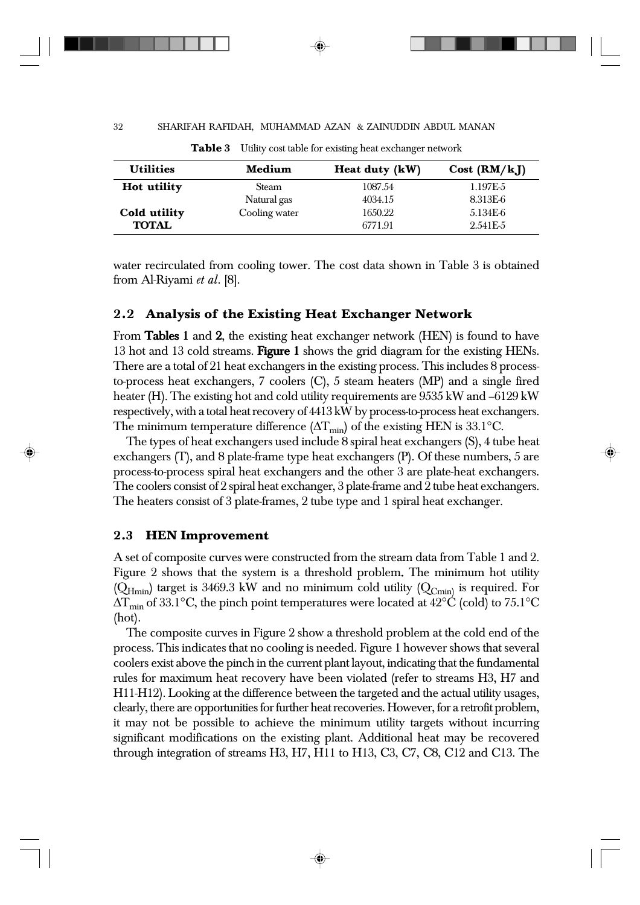**Table 3** Utility cost table for existing heat exchanger network

| Utilities | Medium | Heat duty (kW) | Cost (RM/kJ) |
|---|---|---|---|
| **Hot utility** | Steam | 1087.54 | 1.197E-5 |
| | Natural gas | 4034.15 | 8.313E-6 |
| **Cold utility** | Cooling water | 1650.22 | 5.134E-6 |
| **TOTAL** | | 6771.91 | 2.541E-5 |

water recirculated from cooling tower. The cost data shown in Table 3 is obtained from Al-Riyami *et al*. [8].

## 2.2 Analysis of the Existing Heat Exchanger Network

From **Tables 1** and **2**, the existing heat exchanger network (HEN) is found to have 13 hot and 13 cold streams. **Figure 1** shows the grid diagram for the existing HENs. There are a total of 21 heat exchangers in the existing process. This includes 8 process-to-process heat exchangers, 7 coolers (C), 5 steam heaters (MP) and a single fired heater (H). The existing hot and cold utility requirements are 9535 kW and –6129 kW respectively, with a total heat recovery of 4413 kW by process-to-process heat exchangers. The minimum temperature difference ($\Delta T_{min}$) of the existing HEN is 33.1°C.

The types of heat exchangers used include 8 spiral heat exchangers (S), 4 tube heat exchangers (T), and 8 plate-frame type heat exchangers (P). Of these numbers, 5 are process-to-process spiral heat exchangers and the other 3 are plate-heat exchangers. The coolers consist of 2 spiral heat exchanger, 3 plate-frame and 2 tube heat exchangers. The heaters consist of 3 plate-frames, 2 tube type and 1 spiral heat exchanger.

## 2.3 HEN Improvement

A set of composite curves were constructed from the stream data from Table 1 and 2. Figure 2 shows that the system is a threshold problem**.** The minimum hot utility ($Q_{Hmin}$) target is 3469.3 kW and no minimum cold utility ($Q_{Cmin}$) is required. For $\Delta T_{min}$ of 33.1°C, the pinch point temperatures were located at 42°C (cold) to 75.1°C (hot).

The composite curves in Figure 2 show a threshold problem at the cold end of the process. This indicates that no cooling is needed. Figure 1 however shows that several coolers exist above the pinch in the current plant layout, indicating that the fundamental rules for maximum heat recovery have been violated (refer to streams H3, H7 and H11-H12). Looking at the difference between the targeted and the actual utility usages, clearly, there are opportunities for further heat recoveries. However, for a retrofit problem, it may not be possible to achieve the minimum utility targets without incurring significant modifications on the existing plant. Additional heat may be recovered through integration of streams H3, H7, H11 to H13, C3, C7, C8, C12 and C13. The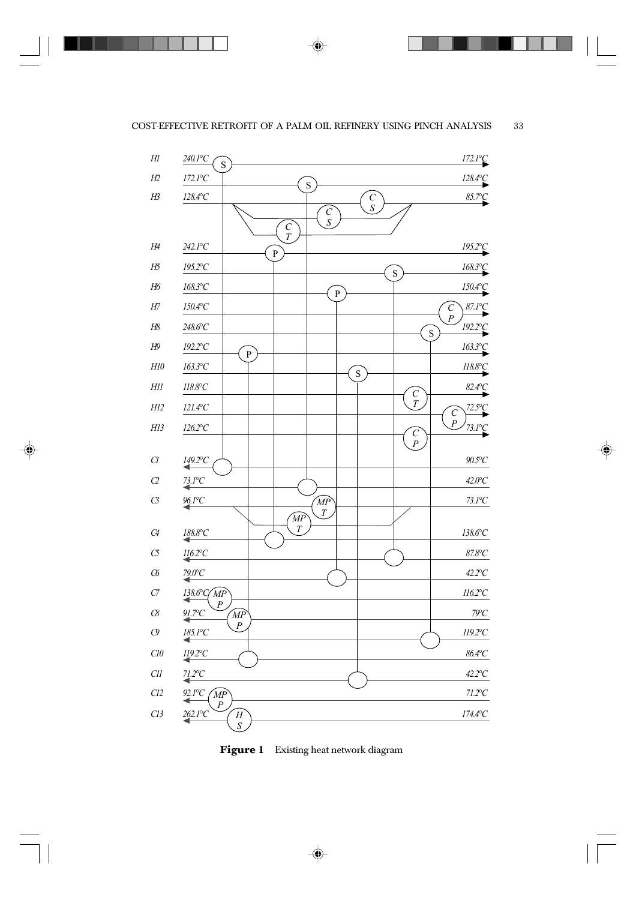**Figure 1** Existing heat network diagram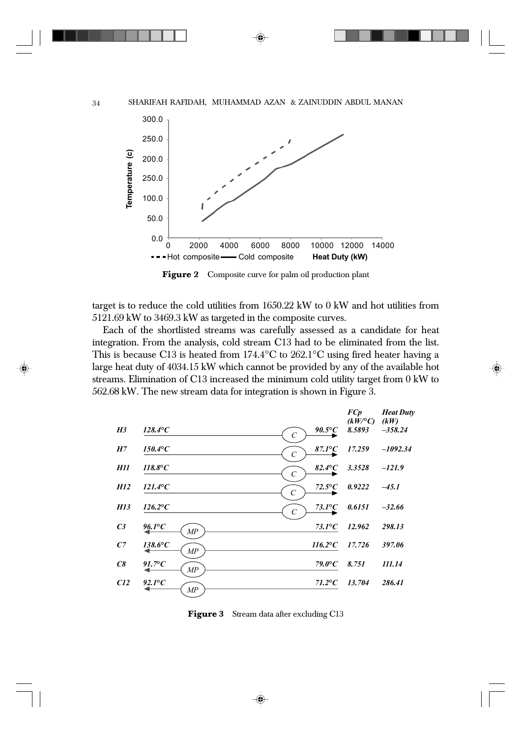**Figure 2** Composite curve for palm oil production plant

target is to reduce the cold utilities from 1650.22 kW to 0 kW and hot utilities from 5121.69 kW to 3469.3 kW as targeted in the composite curves.

Each of the shortlisted streams was carefully assessed as a candidate for heat integration. From the analysis, cold stream C13 had to be eliminated from the list. This is because C13 is heated from 174.4°C to 262.1°C using fired heater having a large heat duty of 4034.15 kW which cannot be provided by any of the available hot streams. Elimination of C13 increased the minimum cold utility target from 0 kW to 562.68 kW. The new stream data for integration is shown in Figure 3.

| Stream | Supply temperature | Utility | Target temperature | FCp (kW/°C) | Heat Duty (kW) |
|---|---|---|---|---|---|
| *H3* | *128.4°C* | C | *90.5°C* | *8.5893* | *–358.24* |
| *H7* | *150.4°C* | C | *87.1°C* | *17.259* | *–1092.34* |
| *H11* | *118.8°C* | C | *82.4°C* | *3.3528* | *–121.9* |
| *H12* | *121.4°C* | C | *72.5°C* | *0.9222* | *–45.1* |
| *H13* | *126.2°C* | C | *73.1°C* | *0.6151* | *–32.66* |
| *C3* | *73.1°C* | MP | *96.1°C* | *12.962* | *298.13* |
| *C7* | *116.2°C* | MP | *138.6°C* | *17.726* | *397.06* |
| *C8* | *79.0°C* | MP | *91.7°C* | *8.751* | *111.14* |
| *C12* | *71.2°C* | MP | *92.1°C* | *13.704* | *286.41* |

**Figure 3** Stream data after excluding C13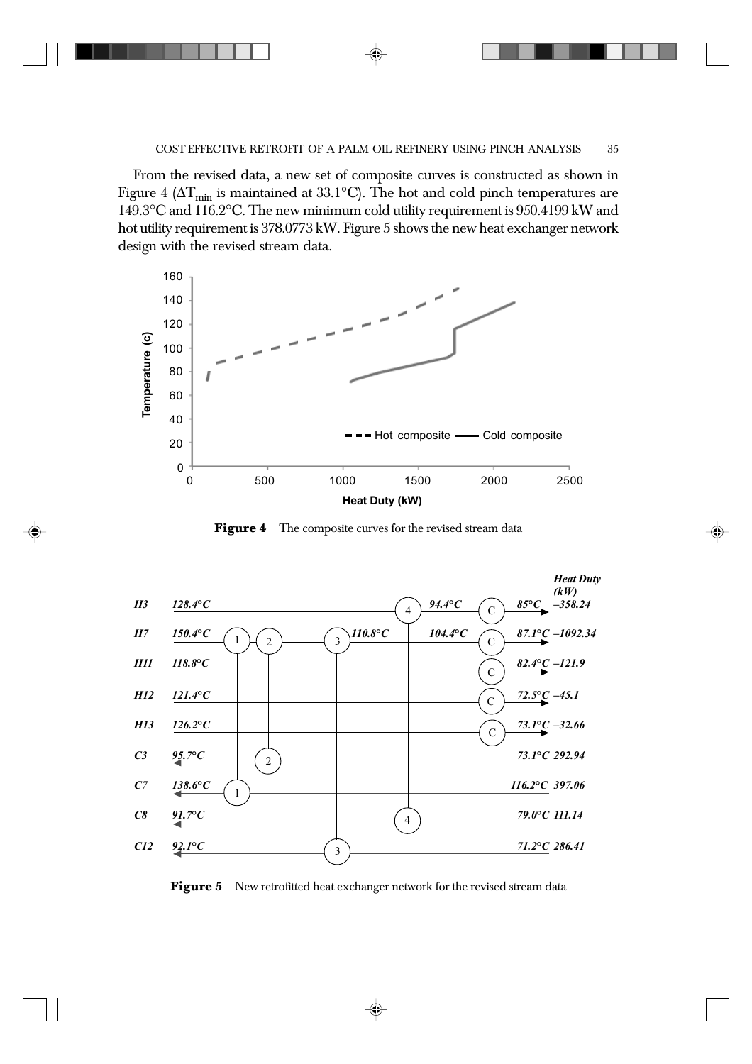From the revised data, a new set of composite curves is constructed as shown in Figure 4 ($\Delta T_{min}$ is maintained at 33.1°C). The hot and cold pinch temperatures are 149.3°C and 116.2°C. The new minimum cold utility requirement is 950.4199 kW and hot utility requirement is 378.0773 kW. Figure 5 shows the new heat exchanger network design with the revised stream data.

**Figure 4** The composite curves for the revised stream data

**Figure 5** New retrofitted heat exchanger network for the revised stream data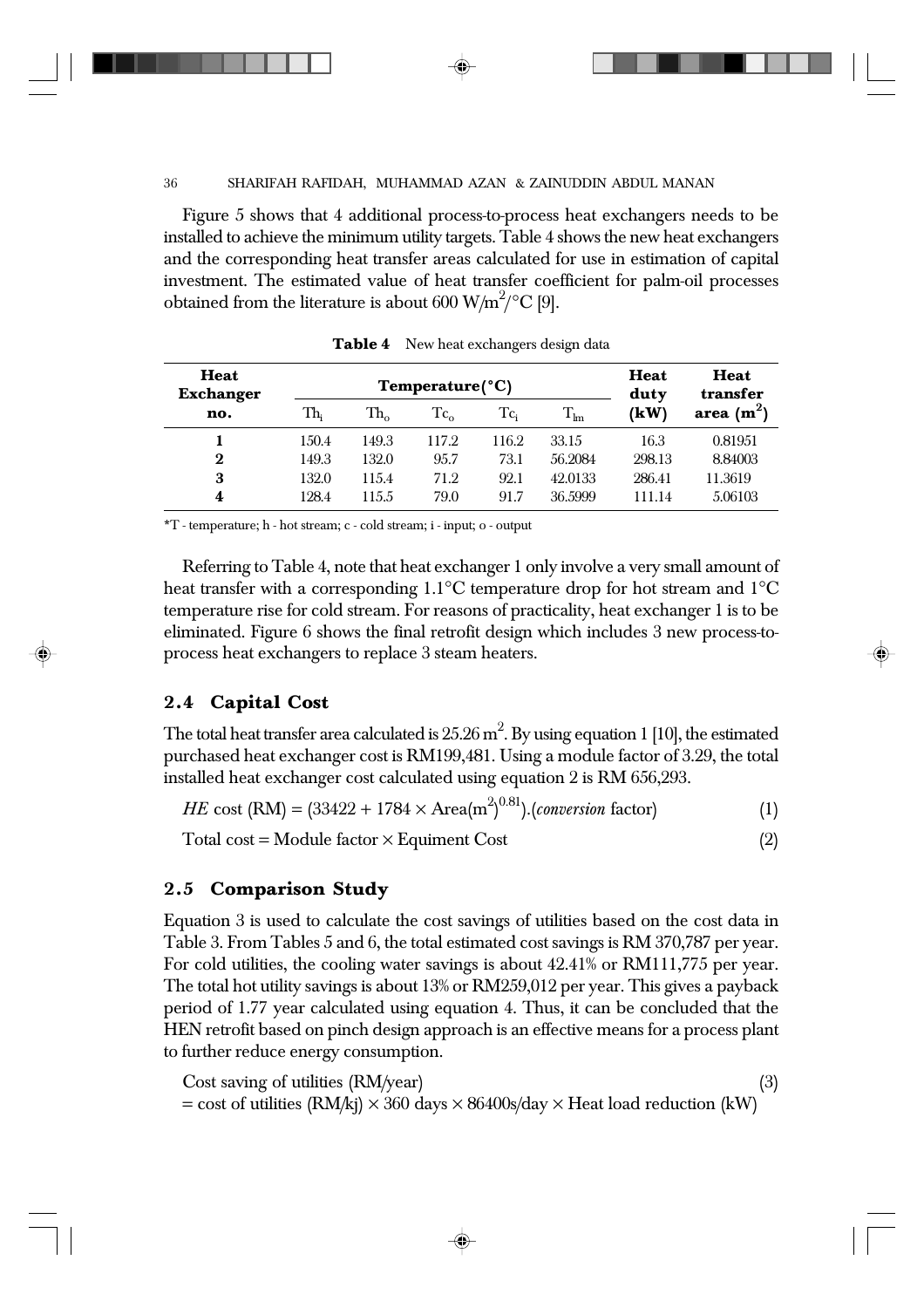Figure 5 shows that 4 additional process-to-process heat exchangers needs to be installed to achieve the minimum utility targets. Table 4 shows the new heat exchangers and the corresponding heat transfer areas calculated for use in estimation of capital investment. The estimated value of heat transfer coefficient for palm-oil processes obtained from the literature is about 600 W/m$^2$/°C [9].

**Table 4** New heat exchangers design data

| Heat Exchanger no. | Temperature(°C) | | | | | Heat duty (kW) | Heat transfer area (m$^2$) |
|---|---|---|---|---|---|---|---|
| | $Th_i$ | $Th_o$ | $Tc_o$ | $Tc_i$ | $T_{lm}$ | | |
| **1** | 150.4 | 149.3 | 117.2 | 116.2 | 33.15 | 16.3 | 0.81951 |
| **2** | 149.3 | 132.0 | 95.7 | 73.1 | 56.2084 | 298.13 | 8.84003 |
| **3** | 132.0 | 115.4 | 71.2 | 92.1 | 42.0133 | 286.41 | 11.3619 |
| **4** | 128.4 | 115.5 | 79.0 | 91.7 | 36.5999 | 111.14 | 5.06103 |

*T - temperature; h - hot stream; c - cold stream; i - input; o - output

Referring to Table 4, note that heat exchanger 1 only involve a very small amount of heat transfer with a corresponding 1.1°C temperature drop for hot stream and 1°C temperature rise for cold stream. For reasons of practicality, heat exchanger 1 is to be eliminated. Figure 6 shows the final retrofit design which includes 3 new process-to-process heat exchangers to replace 3 steam heaters.

## 2.4 Capital Cost

The total heat transfer area calculated is 25.26 m$^2$. By using equation 1 [10], the estimated purchased heat exchanger cost is RM199,481. Using a module factor of 3.29, the total installed heat exchanger cost calculated using equation 2 is RM 656,293.

$$HE \text{ cost (RM)} = (33422 + 1784 \times \text{Area}(\text{m}^2)^{0.81}).(\textit{conversion} \text{ factor}) \quad (1)$$

$$\text{Total cost} = \text{Module factor} \times \text{Equiment Cost} \quad (2)$$

## 2.5 Comparison Study

Equation 3 is used to calculate the cost savings of utilities based on the cost data in Table 3. From Tables 5 and 6, the total estimated cost savings is RM 370,787 per year. For cold utilities, the cooling water savings is about 42.41% or RM111,775 per year. The total hot utility savings is about 13% or RM259,012 per year. This gives a payback period of 1.77 year calculated using equation 4. Thus, it can be concluded that the HEN retrofit based on pinch design approach is an effective means for a process plant to further reduce energy consumption.

$$\begin{aligned} &\text{Cost saving of utilities (RM/year)} \quad (3) \\ &= \text{cost of utilities (RM/kj)} \times 360 \text{ days} \times 86400\text{s/day} \times \text{Heat load reduction (kW)} \end{aligned}$$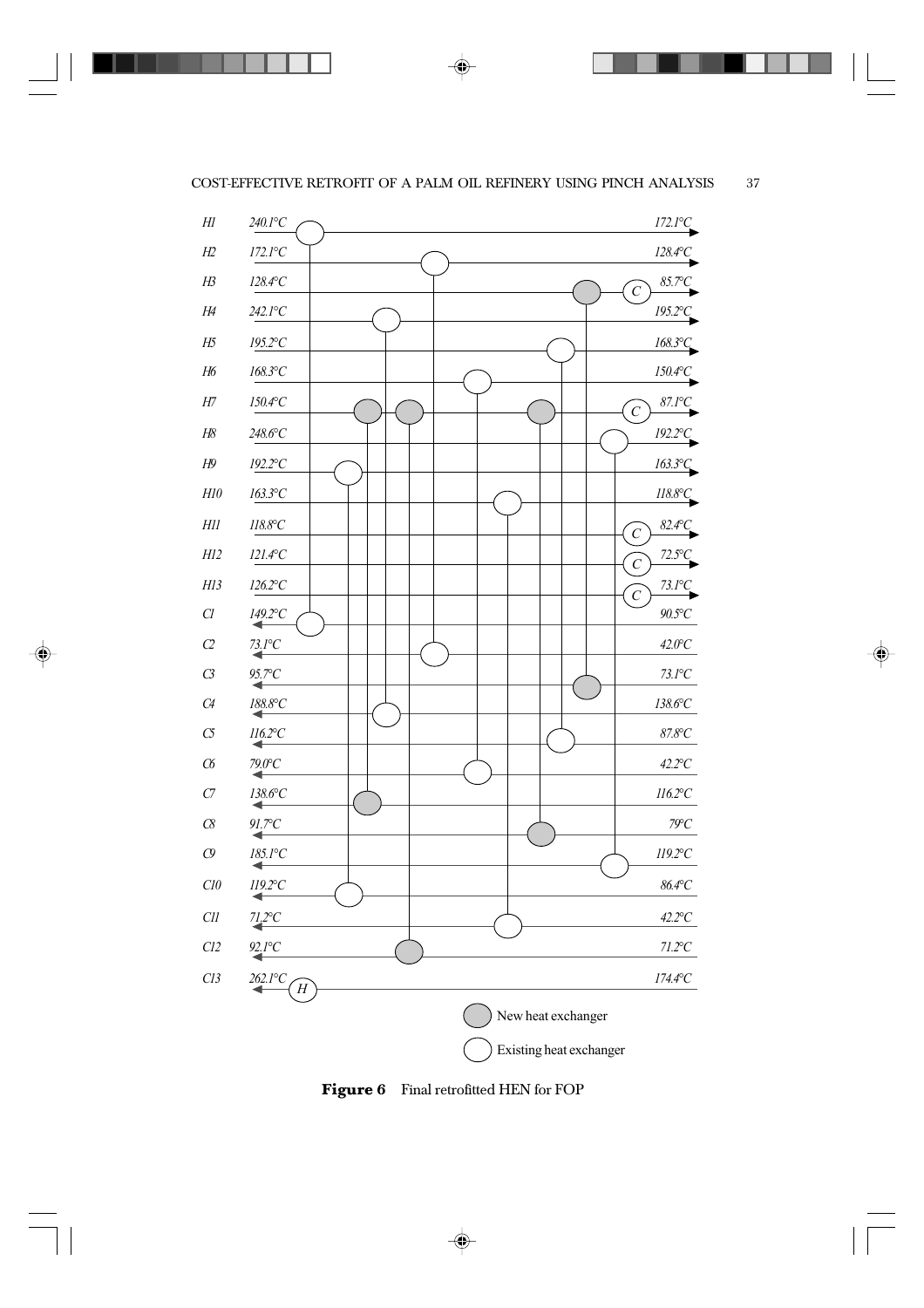**Figure 6** Final retrofitted HEN for FOP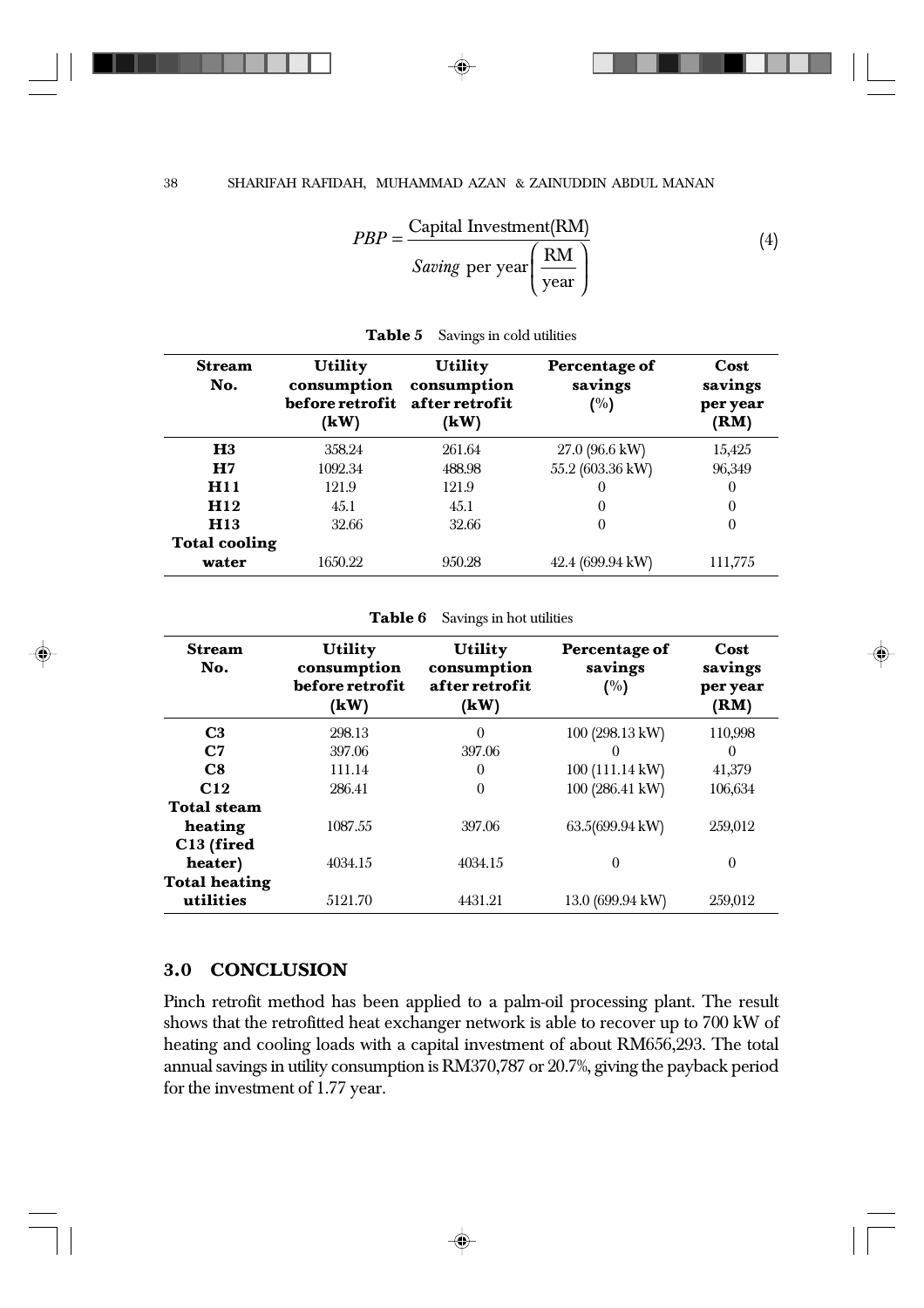$$PBP = \frac{\text{Capital Investment(RM)}}{\textit{Saving} \text{ per year}\left(\frac{\text{RM}}{\text{year}}\right)} \tag{4}$$

**Table 5** Savings in cold utilities

| Stream No. | Utility consumption before retrofit (kW) | Utility consumption after retrofit (kW) | Percentage of savings (%) | Cost savings per year (RM) |
|---|---|---|---|---|
| **H3** | 358.24 | 261.64 | 27.0 (96.6 kW) | 15,425 |
| **H7** | 1092.34 | 488.98 | 55.2 (603.36 kW) | 96,349 |
| **H11** | 121.9 | 121.9 | 0 | 0 |
| **H12** | 45.1 | 45.1 | 0 | 0 |
| **H13** | 32.66 | 32.66 | 0 | 0 |
| **Total cooling water** | 1650.22 | 950.28 | 42.4 (699.94 kW) | 111,775 |

**Table 6** Savings in hot utilities

| Stream No. | Utility consumption before retrofit (kW) | Utility consumption after retrofit (kW) | Percentage of savings (%) | Cost savings per year (RM) |
|---|---|---|---|---|
| **C3** | 298.13 | 0 | 100 (298.13 kW) | 110,998 |
| **C7** | 397.06 | 397.06 | 0 | 0 |
| **C8** | 111.14 | 0 | 100 (111.14 kW) | 41,379 |
| **C12** | 286.41 | 0 | 100 (286.41 kW) | 106,634 |
| **Total steam heating** | 1087.55 | 397.06 | 63.5(699.94 kW) | 259,012 |
| **C13 (fired heater)** | 4034.15 | 4034.15 | 0 | 0 |
| **Total heating utilities** | 5121.70 | 4431.21 | 13.0 (699.94 kW) | 259,012 |

## 3.0 CONCLUSION

Pinch retrofit method has been applied to a palm-oil processing plant. The result shows that the retrofitted heat exchanger network is able to recover up to 700 kW of heating and cooling loads with a capital investment of about RM656,293. The total annual savings in utility consumption is RM370,787 or 20.7%, giving the payback period for the investment of 1.77 year.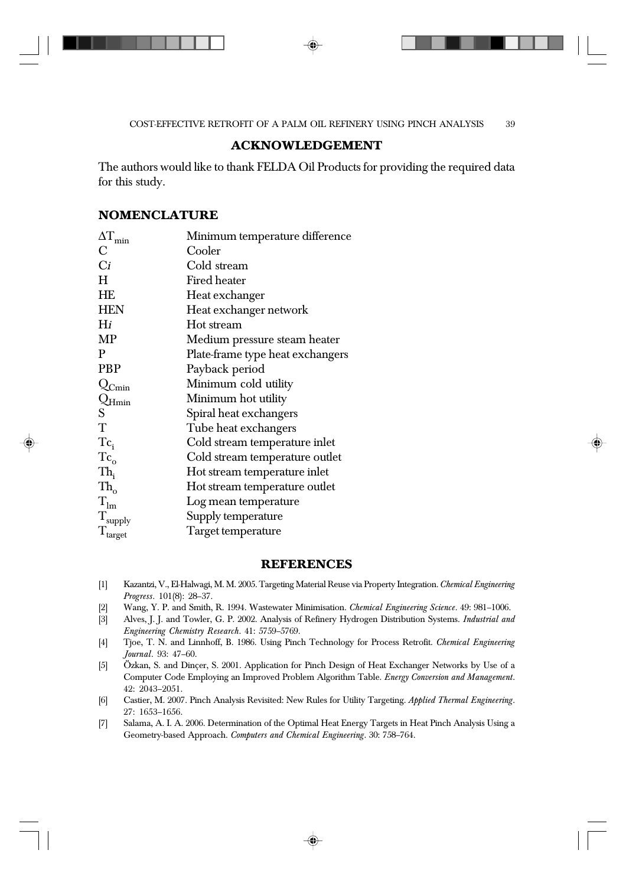## ACKNOWLEDGEMENT

The authors would like to thank FELDA Oil Products for providing the required data for this study.

## NOMENCLATURE

| | |
|---|---|
| $\Delta T_{min}$ | Minimum temperature difference |
| C | Cooler |
| C*i* | Cold stream |
| H | Fired heater |
| HE | Heat exchanger |
| HEN | Heat exchanger network |
| H*i* | Hot stream |
| MP | Medium pressure steam heater |
| P | Plate-frame type heat exchangers |
| PBP | Payback period |
| $Q_{Cmin}$ | Minimum cold utility |
| $Q_{Hmin}$ | Minimum hot utility |
| S | Spiral heat exchangers |
| T | Tube heat exchangers |
| $Tc_i$ | Cold stream temperature inlet |
| $Tc_o$ | Cold stream temperature outlet |
| $Th_i$ | Hot stream temperature inlet |
| $Th_o$ | Hot stream temperature outlet |
| $T_{lm}$ | Log mean temperature |
| $T_{supply}$ | Supply temperature |
| $T_{target}$ | Target temperature |

## REFERENCES

[1] Kazantzi, V., El-Halwagi, M. M. 2005. Targeting Material Reuse via Property Integration. *Chemical Engineering Progress*. 101(8): 28–37.

[2] Wang, Y. P. and Smith, R. 1994. Wastewater Minimisation. *Chemical Engineering Science*. 49: 981–1006.

[3] Alves, J. J. and Towler, G. P. 2002. Analysis of Refinery Hydrogen Distribution Systems. *Industrial and Engineering Chemistry Research*. 41: 5759–5769.

[4] Tjoe, T. N. and Linnhoff, B. 1986. Using Pinch Technology for Process Retrofit. *Chemical Engineering Journal*. 93: 47–60.

[5] Özkan, S. and Dinçer, S. 2001. Application for Pinch Design of Heat Exchanger Networks by Use of a Computer Code Employing an Improved Problem Algorithm Table. *Energy Conversion and Management*. 42: 2043–2051.

[6] Castier, M. 2007. Pinch Analysis Revisited: New Rules for Utility Targeting. *Applied Thermal Engineering*. 27: 1653–1656.

[7] Salama, A. I. A. 2006. Determination of the Optimal Heat Energy Targets in Heat Pinch Analysis Using a Geometry-based Approach. *Computers and Chemical Engineering*. 30: 758–764.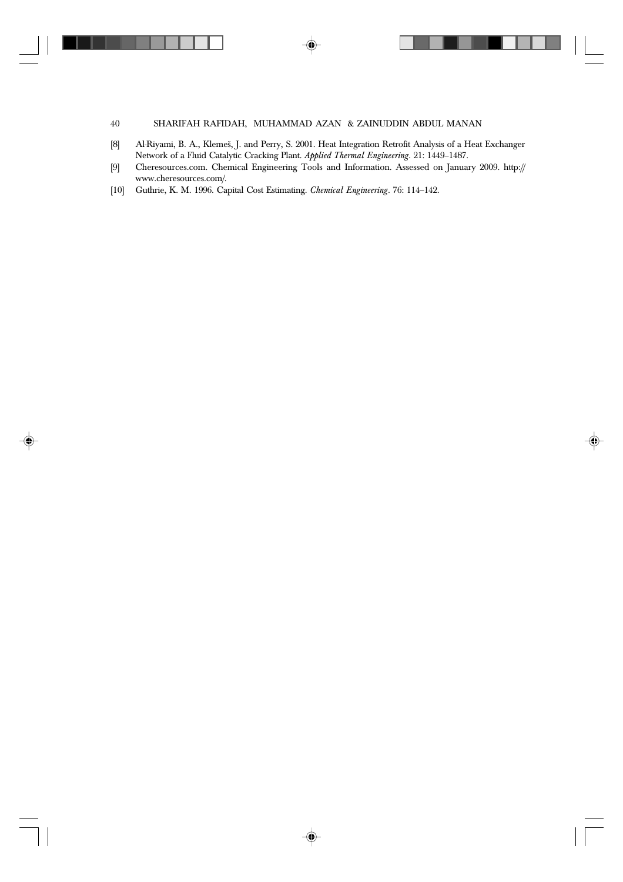[8] Al-Riyami, B. A., Klemeš, J. and Perry, S. 2001. Heat Integration Retrofit Analysis of a Heat Exchanger Network of a Fluid Catalytic Cracking Plant. *Applied Thermal Engineering*. 21: 1449–1487.

[9] Cheresources.com. Chemical Engineering Tools and Information. Assessed on January 2009. http://www.cheresources.com/.

[10] Guthrie, K. M. 1996. Capital Cost Estimating. *Chemical Engineering*. 76: 114–142.